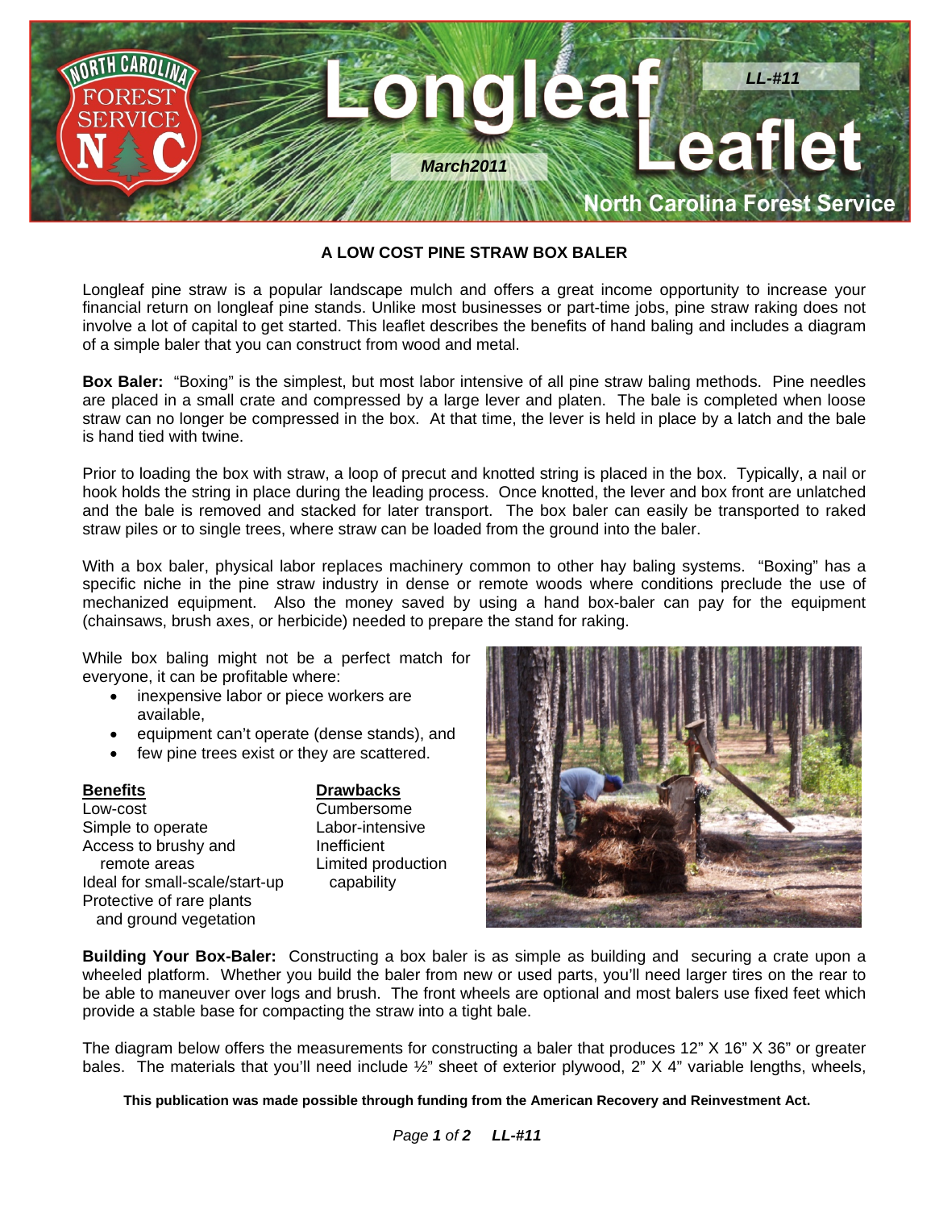# A LOW COST PINE STRAW BOX BALER

Longleaf pine straw is a popular landscape mulch and offers a great income opportunity to increase your financial return on longleaf pine stands. Unlike most businesses or part-time jobs, pine straw raking does not involve a lot of capital to get started. This leaflet describes the benefits of hand baling and includes a diagram of a simple baler that you can construct from wood and metal.

**Box Baler:** "Boxing" is the simplest, but most labor intensive of all pine straw baling methods. Pine needles are placed in a small crate and compressed by a large lever and platen. The bale is completed when loose straw can no longer be compressed in the box. At that time, the lever is held in place by a latch and the bale is hand tied with twine.

Prior to loading the box with straw, a loop of precut and knotted string is placed in the box. Typically, a nail or hook holds the string in place during the leading process. Once knotted, the lever and box front are unlatched and the bale is removed and stacked for later transport. The box baler can easily be transported to raked straw piles or to single trees, where straw can be loaded from the ground into the baler.

With a box baler, physical labor replaces machinery common to other hay baling systems. "Boxing" has a specific niche in the pine straw industry in dense or remote woods where conditions preclude the use of mechanized equipment. Also the money saved by using a hand box-baler can pay for the equipment (chainsaws, brush axes, or herbicide) needed to prepare the stand for raking.

While box baling might not be a perfect match for everyone, it can be profitable where:

- inexpensive labor or piece workers are available,
- equipment can't operate (dense stands), and
- few pine trees exist or they are scattered.

| Benefits | Drawbacks |
|---|---|
| Low-cost | Cumbersome |
| Simple to operate | Labor-intensive |
| Access to brushy and remote areas | Inefficient |
| Ideal for small-scale/start-up | Limited production capability |
| Protective of rare plants and ground vegetation | |

**Building Your Box-Baler:** Constructing a box baler is as simple as building and securing a crate upon a wheeled platform. Whether you build the baler from new or used parts, you'll need larger tires on the rear to be able to maneuver over logs and brush. The front wheels are optional and most balers use fixed feet which provide a stable base for compacting the straw into a tight bale.

The diagram below offers the measurements for constructing a baler that produces 12" X 16" X 36" or greater bales. The materials that you'll need include ½" sheet of exterior plywood, 2" X 4" variable lengths, wheels,

**This publication was made possible through funding from the American Recovery and Reinvestment Act.**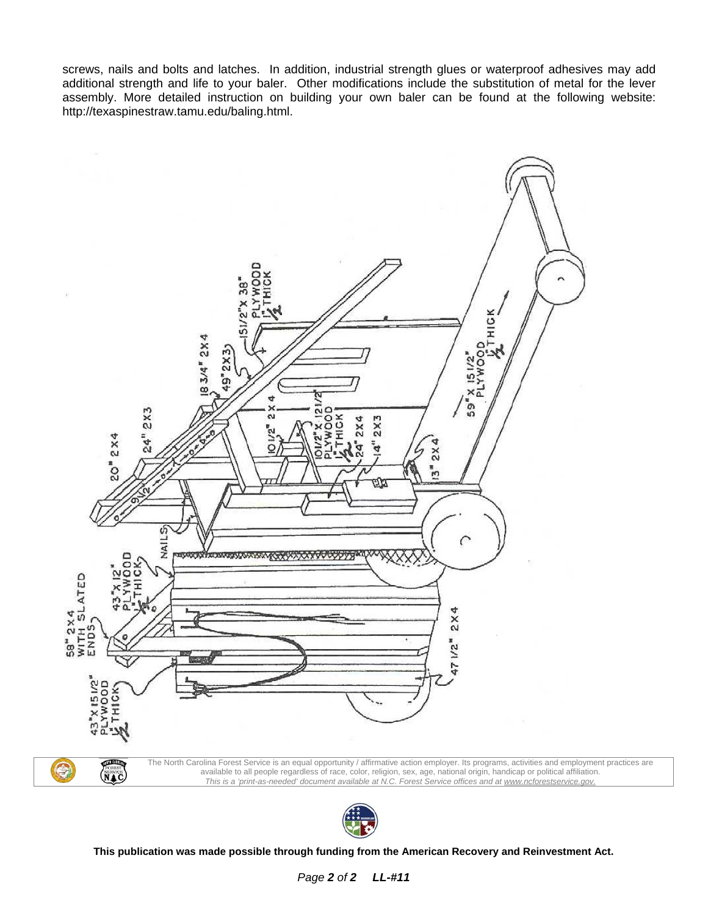screws, nails and bolts and latches. In addition, industrial strength glues or waterproof adhesives may add additional strength and life to your baler. Other modifications include the substitution of metal for the lever assembly. More detailed instruction on building your own baler can be found at the following website: http://texaspinestraw.tamu.edu/baling.html.

15 1/2" X 38" PLYWOOD 1/2" THICK

18 3/4" 2X4

49" 2X3

59" X 15 1/2" PLYWOOD 1/2" THICK

24" 2X3

20" 2X4

10 1/2" 2X4

10 1/2" X 12 1/2" PLYWOOD 1/2" THICK

24" 2X4

14" 2X3

13" 2X4

NAILS

43" X 12" PLYWOOD 1/2" THICK

58" 2X4 WITH SLATED ENDS

47 1/2" 2X4

43" X 15 1/2" PLYWOOD 1/2" THICK

The North Carolina Forest Service is an equal opportunity / affirmative action employer. Its programs, activities and employment practices are available to all people regardless of race, color, religion, sex, age, national origin, handicap or political affiliation.
*This is a 'print-as-needed' document available at N.C. Forest Service offices and at www.ncforestservice.gov.*

**This publication was made possible through funding from the American Recovery and Reinvestment Act.**